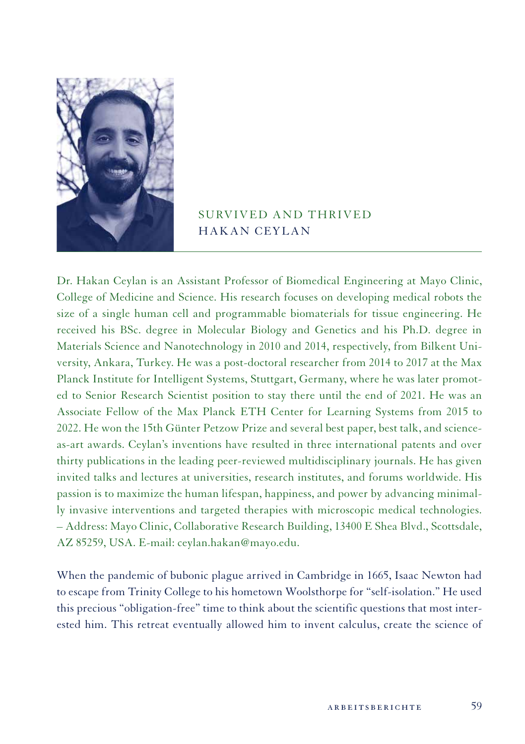# SURVIVED AND THRIVED

## HAKAN CEYLAN

Dr. Hakan Ceylan is an Assistant Professor of Biomedical Engineering at Mayo Clinic, College of Medicine and Science. His research focuses on developing medical robots the size of a single human cell and programmable biomaterials for tissue engineering. He received his BSc. degree in Molecular Biology and Genetics and his Ph.D. degree in Materials Science and Nanotechnology in 2010 and 2014, respectively, from Bilkent University, Ankara, Turkey. He was a post-doctoral researcher from 2014 to 2017 at the Max Planck Institute for Intelligent Systems, Stuttgart, Germany, where he was later promoted to Senior Research Scientist position to stay there until the end of 2021. He was an Associate Fellow of the Max Planck ETH Center for Learning Systems from 2015 to 2022. He won the 15th Günter Petzow Prize and several best paper, best talk, and science-as-art awards. Ceylan's inventions have resulted in three international patents and over thirty publications in the leading peer-reviewed multidisciplinary journals. He has given invited talks and lectures at universities, research institutes, and forums worldwide. His passion is to maximize the human lifespan, happiness, and power by advancing minimally invasive interventions and targeted therapies with microscopic medical technologies. – Address: Mayo Clinic, Collaborative Research Building, 13400 E Shea Blvd., Scottsdale, AZ 85259, USA. E-mail: ceylan.hakan@mayo.edu.

When the pandemic of bubonic plague arrived in Cambridge in 1665, Isaac Newton had to escape from Trinity College to his hometown Woolsthorpe for "self-isolation." He used this precious "obligation-free" time to think about the scientific questions that most interested him. This retreat eventually allowed him to invent calculus, create the science of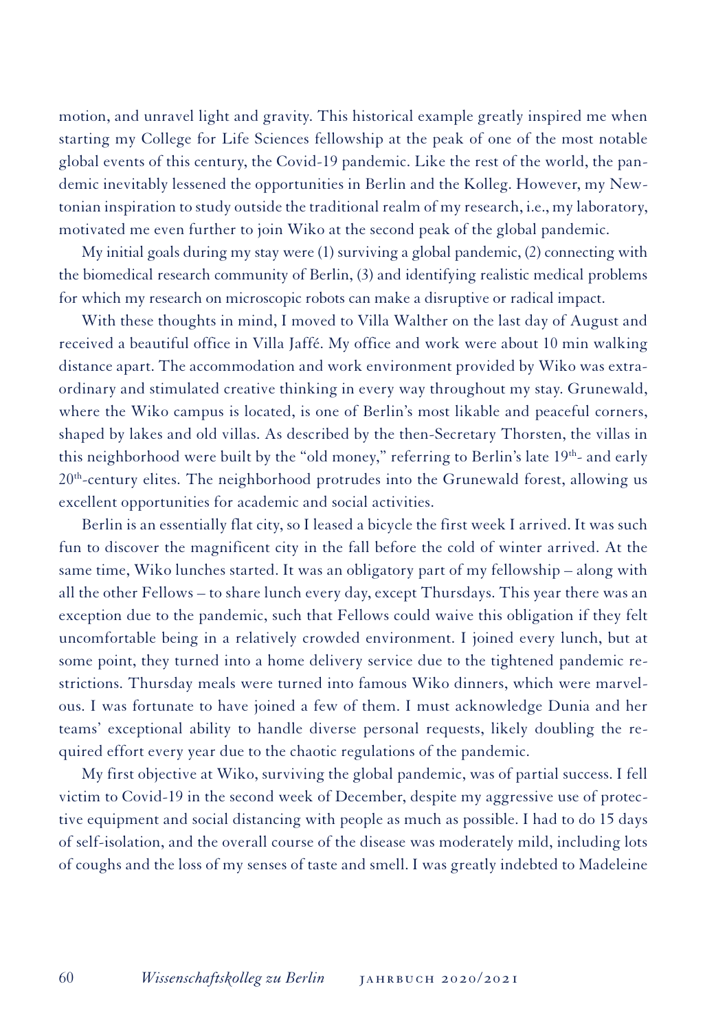motion, and unravel light and gravity. This historical example greatly inspired me when starting my College for Life Sciences fellowship at the peak of one of the most notable global events of this century, the Covid-19 pandemic. Like the rest of the world, the pandemic inevitably lessened the opportunities in Berlin and the Kolleg. However, my Newtonian inspiration to study outside the traditional realm of my research, i.e., my laboratory, motivated me even further to join Wiko at the second peak of the global pandemic.

My initial goals during my stay were (1) surviving a global pandemic, (2) connecting with the biomedical research community of Berlin, (3) and identifying realistic medical problems for which my research on microscopic robots can make a disruptive or radical impact.

With these thoughts in mind, I moved to Villa Walther on the last day of August and received a beautiful office in Villa Jaffé. My office and work were about 10 min walking distance apart. The accommodation and work environment provided by Wiko was extraordinary and stimulated creative thinking in every way throughout my stay. Grunewald, where the Wiko campus is located, is one of Berlin's most likable and peaceful corners, shaped by lakes and old villas. As described by the then-Secretary Thorsten, the villas in this neighborhood were built by the "old money," referring to Berlin's late 19th- and early 20th-century elites. The neighborhood protrudes into the Grunewald forest, allowing us excellent opportunities for academic and social activities.

Berlin is an essentially flat city, so I leased a bicycle the first week I arrived. It was such fun to discover the magnificent city in the fall before the cold of winter arrived. At the same time, Wiko lunches started. It was an obligatory part of my fellowship – along with all the other Fellows – to share lunch every day, except Thursdays. This year there was an exception due to the pandemic, such that Fellows could waive this obligation if they felt uncomfortable being in a relatively crowded environment. I joined every lunch, but at some point, they turned into a home delivery service due to the tightened pandemic restrictions. Thursday meals were turned into famous Wiko dinners, which were marvelous. I was fortunate to have joined a few of them. I must acknowledge Dunia and her teams' exceptional ability to handle diverse personal requests, likely doubling the required effort every year due to the chaotic regulations of the pandemic.

My first objective at Wiko, surviving the global pandemic, was of partial success. I fell victim to Covid-19 in the second week of December, despite my aggressive use of protective equipment and social distancing with people as much as possible. I had to do 15 days of self-isolation, and the overall course of the disease was moderately mild, including lots of coughs and the loss of my senses of taste and smell. I was greatly indebted to Madeleine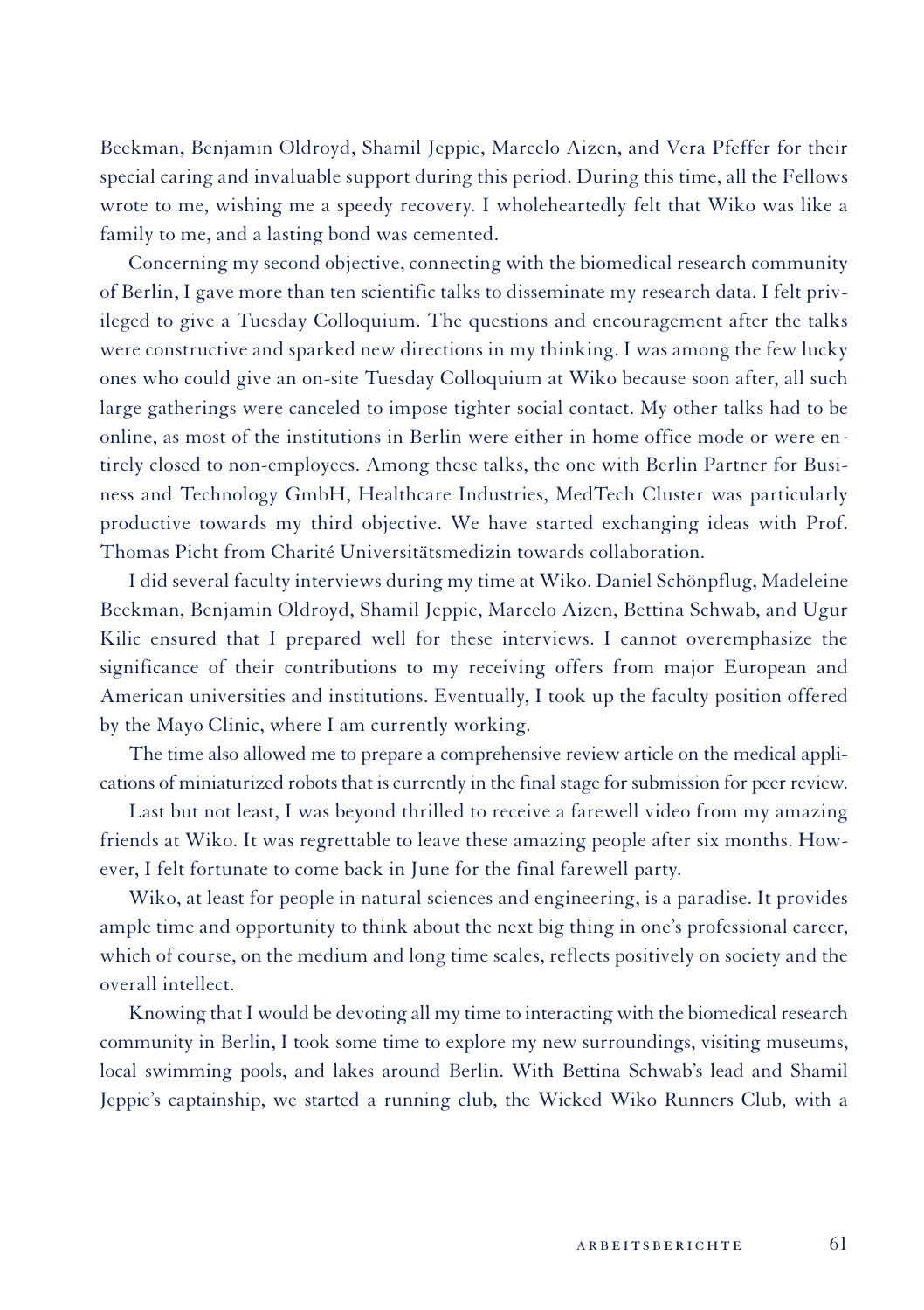Beekman, Benjamin Oldroyd, Shamil Jeppie, Marcelo Aizen, and Vera Pfeffer for their special caring and invaluable support during this period. During this time, all the Fellows wrote to me, wishing me a speedy recovery. I wholeheartedly felt that Wiko was like a family to me, and a lasting bond was cemented.

Concerning my second objective, connecting with the biomedical research community of Berlin, I gave more than ten scientific talks to disseminate my research data. I felt privileged to give a Tuesday Colloquium. The questions and encouragement after the talks were constructive and sparked new directions in my thinking. I was among the few lucky ones who could give an on-site Tuesday Colloquium at Wiko because soon after, all such large gatherings were canceled to impose tighter social contact. My other talks had to be online, as most of the institutions in Berlin were either in home office mode or were entirely closed to non-employees. Among these talks, the one with Berlin Partner for Business and Technology GmbH, Healthcare Industries, MedTech Cluster was particularly productive towards my third objective. We have started exchanging ideas with Prof. Thomas Picht from Charité Universitätsmedizin towards collaboration.

I did several faculty interviews during my time at Wiko. Daniel Schönpflug, Madeleine Beekman, Benjamin Oldroyd, Shamil Jeppie, Marcelo Aizen, Bettina Schwab, and Ugur Kilic ensured that I prepared well for these interviews. I cannot overemphasize the significance of their contributions to my receiving offers from major European and American universities and institutions. Eventually, I took up the faculty position offered by the Mayo Clinic, where I am currently working.

The time also allowed me to prepare a comprehensive review article on the medical applications of miniaturized robots that is currently in the final stage for submission for peer review.

Last but not least, I was beyond thrilled to receive a farewell video from my amazing friends at Wiko. It was regrettable to leave these amazing people after six months. However, I felt fortunate to come back in June for the final farewell party.

Wiko, at least for people in natural sciences and engineering, is a paradise. It provides ample time and opportunity to think about the next big thing in one's professional career, which of course, on the medium and long time scales, reflects positively on society and the overall intellect.

Knowing that I would be devoting all my time to interacting with the biomedical research community in Berlin, I took some time to explore my new surroundings, visiting museums, local swimming pools, and lakes around Berlin. With Bettina Schwab's lead and Shamil Jeppie's captainship, we started a running club, the Wicked Wiko Runners Club, with a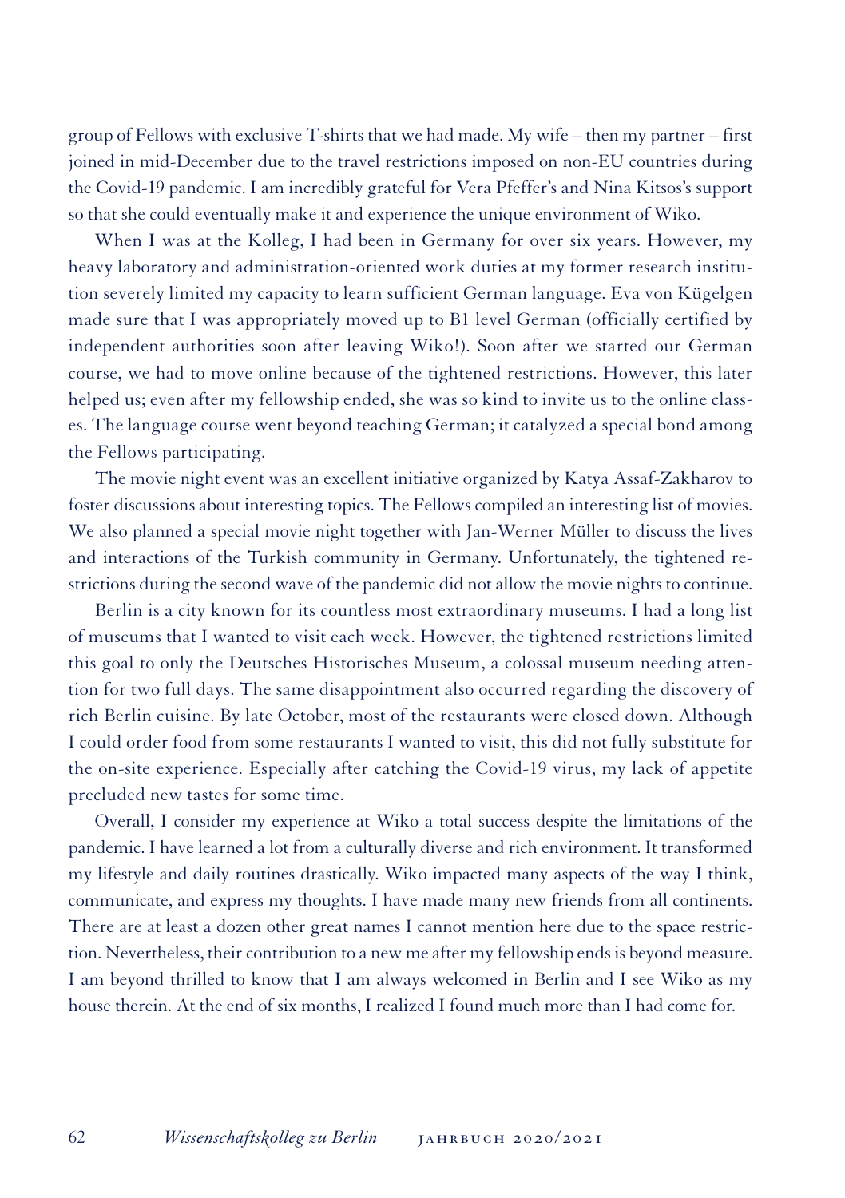group of Fellows with exclusive T-shirts that we had made. My wife – then my partner – first joined in mid-December due to the travel restrictions imposed on non-EU countries during the Covid-19 pandemic. I am incredibly grateful for Vera Pfeffer's and Nina Kitsos's support so that she could eventually make it and experience the unique environment of Wiko.

When I was at the Kolleg, I had been in Germany for over six years. However, my heavy laboratory and administration-oriented work duties at my former research institution severely limited my capacity to learn sufficient German language. Eva von Kügelgen made sure that I was appropriately moved up to B1 level German (officially certified by independent authorities soon after leaving Wiko!). Soon after we started our German course, we had to move online because of the tightened restrictions. However, this later helped us; even after my fellowship ended, she was so kind to invite us to the online classes. The language course went beyond teaching German; it catalyzed a special bond among the Fellows participating.

The movie night event was an excellent initiative organized by Katya Assaf-Zakharov to foster discussions about interesting topics. The Fellows compiled an interesting list of movies. We also planned a special movie night together with Jan-Werner Müller to discuss the lives and interactions of the Turkish community in Germany. Unfortunately, the tightened restrictions during the second wave of the pandemic did not allow the movie nights to continue.

Berlin is a city known for its countless most extraordinary museums. I had a long list of museums that I wanted to visit each week. However, the tightened restrictions limited this goal to only the Deutsches Historisches Museum, a colossal museum needing attention for two full days. The same disappointment also occurred regarding the discovery of rich Berlin cuisine. By late October, most of the restaurants were closed down. Although I could order food from some restaurants I wanted to visit, this did not fully substitute for the on-site experience. Especially after catching the Covid-19 virus, my lack of appetite precluded new tastes for some time.

Overall, I consider my experience at Wiko a total success despite the limitations of the pandemic. I have learned a lot from a culturally diverse and rich environment. It transformed my lifestyle and daily routines drastically. Wiko impacted many aspects of the way I think, communicate, and express my thoughts. I have made many new friends from all continents. There are at least a dozen other great names I cannot mention here due to the space restriction. Nevertheless, their contribution to a new me after my fellowship ends is beyond measure. I am beyond thrilled to know that I am always welcomed in Berlin and I see Wiko as my house therein. At the end of six months, I realized I found much more than I had come for.